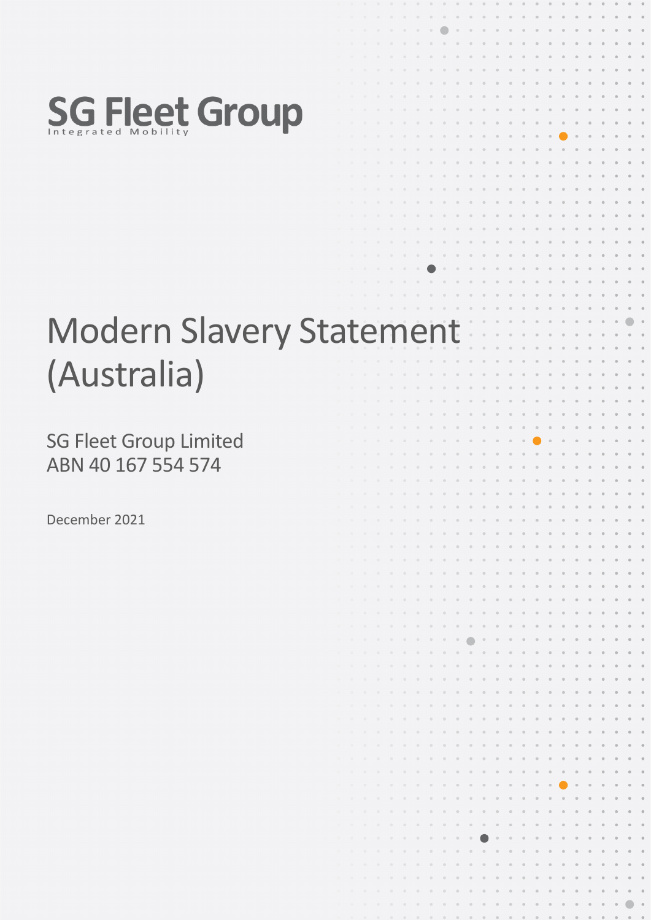SG Fleet Group

Integrated Mobility

# Modern Slavery Statement (Australia)

SG Fleet Group Limited
ABN 40 167 554 574

December 2021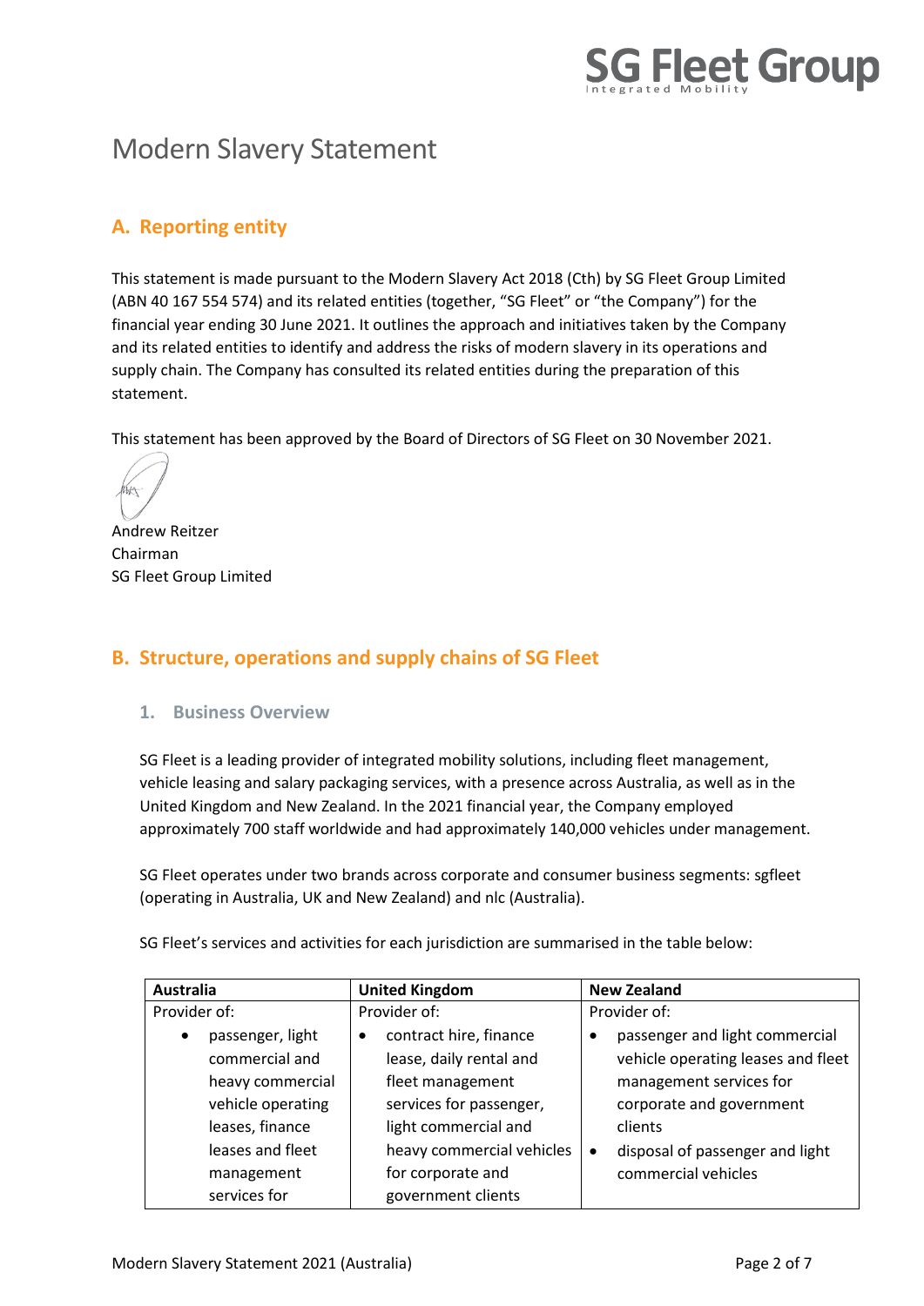# Modern Slavery Statement

## A. Reporting entity

This statement is made pursuant to the Modern Slavery Act 2018 (Cth) by SG Fleet Group Limited (ABN 40 167 554 574) and its related entities (together, "SG Fleet" or "the Company") for the financial year ending 30 June 2021. It outlines the approach and initiatives taken by the Company and its related entities to identify and address the risks of modern slavery in its operations and supply chain. The Company has consulted its related entities during the preparation of this statement.

This statement has been approved by the Board of Directors of SG Fleet on 30 November 2021.

Andrew Reitzer
Chairman
SG Fleet Group Limited

## B. Structure, operations and supply chains of SG Fleet

### 1. Business Overview

SG Fleet is a leading provider of integrated mobility solutions, including fleet management, vehicle leasing and salary packaging services, with a presence across Australia, as well as in the United Kingdom and New Zealand. In the 2021 financial year, the Company employed approximately 700 staff worldwide and had approximately 140,000 vehicles under management.

SG Fleet operates under two brands across corporate and consumer business segments: sgfleet (operating in Australia, UK and New Zealand) and nlc (Australia).

SG Fleet's services and activities for each jurisdiction are summarised in the table below:

| **Australia** | **United Kingdom** | **New Zealand** |
|---|---|---|
| Provider of:<br>• passenger, light commercial and heavy commercial vehicle operating leases, finance leases and fleet management services for | Provider of:<br>• contract hire, finance lease, daily rental and fleet management services for passenger, light commercial and heavy commercial vehicles for corporate and government clients | Provider of:<br>• passenger and light commercial vehicle operating leases and fleet management services for corporate and government clients<br>• disposal of passenger and light commercial vehicles |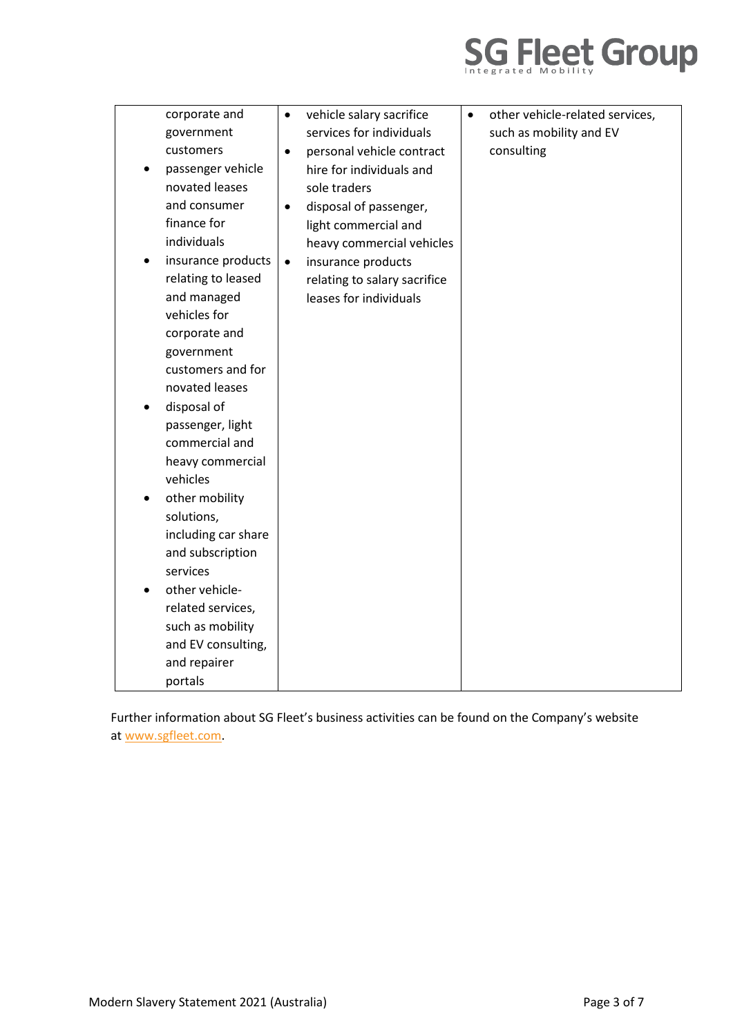| | | |
|---|---|---|
| corporate and government customers<br>• passenger vehicle novated leases and consumer finance for individuals<br>• insurance products relating to leased and managed vehicles for corporate and government customers and for novated leases<br>• disposal of passenger, light commercial and heavy commercial vehicles<br>• other mobility solutions, including car share and subscription services<br>• other vehicle-related services, such as mobility and EV consulting, and repairer portals | • vehicle salary sacrifice services for individuals<br>• personal vehicle contract hire for individuals and sole traders<br>• disposal of passenger, light commercial and heavy commercial vehicles<br>• insurance products relating to salary sacrifice leases for individuals | • other vehicle-related services, such as mobility and EV consulting |

Further information about SG Fleet's business activities can be found on the Company's website at www.sgfleet.com.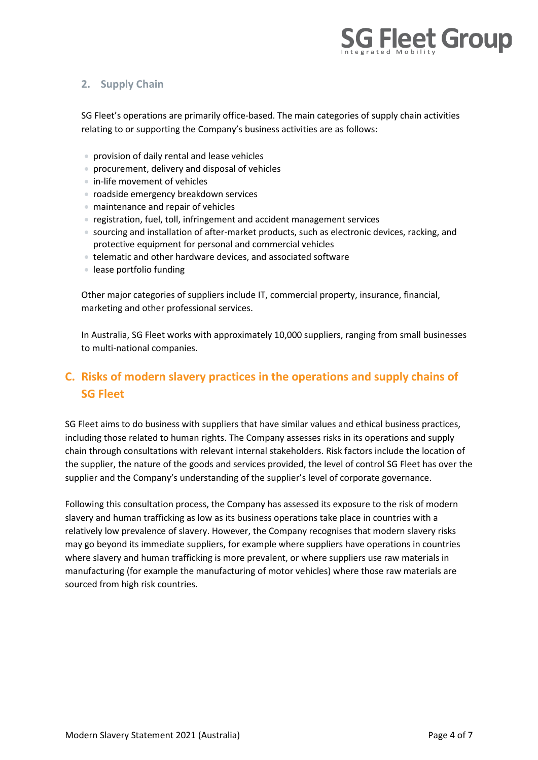### 2. Supply Chain

SG Fleet's operations are primarily office-based. The main categories of supply chain activities relating to or supporting the Company's business activities are as follows:

- provision of daily rental and lease vehicles
- procurement, delivery and disposal of vehicles
- in-life movement of vehicles
- roadside emergency breakdown services
- maintenance and repair of vehicles
- registration, fuel, toll, infringement and accident management services
- sourcing and installation of after-market products, such as electronic devices, racking, and protective equipment for personal and commercial vehicles
- telematic and other hardware devices, and associated software
- lease portfolio funding

Other major categories of suppliers include IT, commercial property, insurance, financial, marketing and other professional services.

In Australia, SG Fleet works with approximately 10,000 suppliers, ranging from small businesses to multi-national companies.

## C. Risks of modern slavery practices in the operations and supply chains of SG Fleet

SG Fleet aims to do business with suppliers that have similar values and ethical business practices, including those related to human rights. The Company assesses risks in its operations and supply chain through consultations with relevant internal stakeholders. Risk factors include the location of the supplier, the nature of the goods and services provided, the level of control SG Fleet has over the supplier and the Company's understanding of the supplier's level of corporate governance.

Following this consultation process, the Company has assessed its exposure to the risk of modern slavery and human trafficking as low as its business operations take place in countries with a relatively low prevalence of slavery. However, the Company recognises that modern slavery risks may go beyond its immediate suppliers, for example where suppliers have operations in countries where slavery and human trafficking is more prevalent, or where suppliers use raw materials in manufacturing (for example the manufacturing of motor vehicles) where those raw materials are sourced from high risk countries.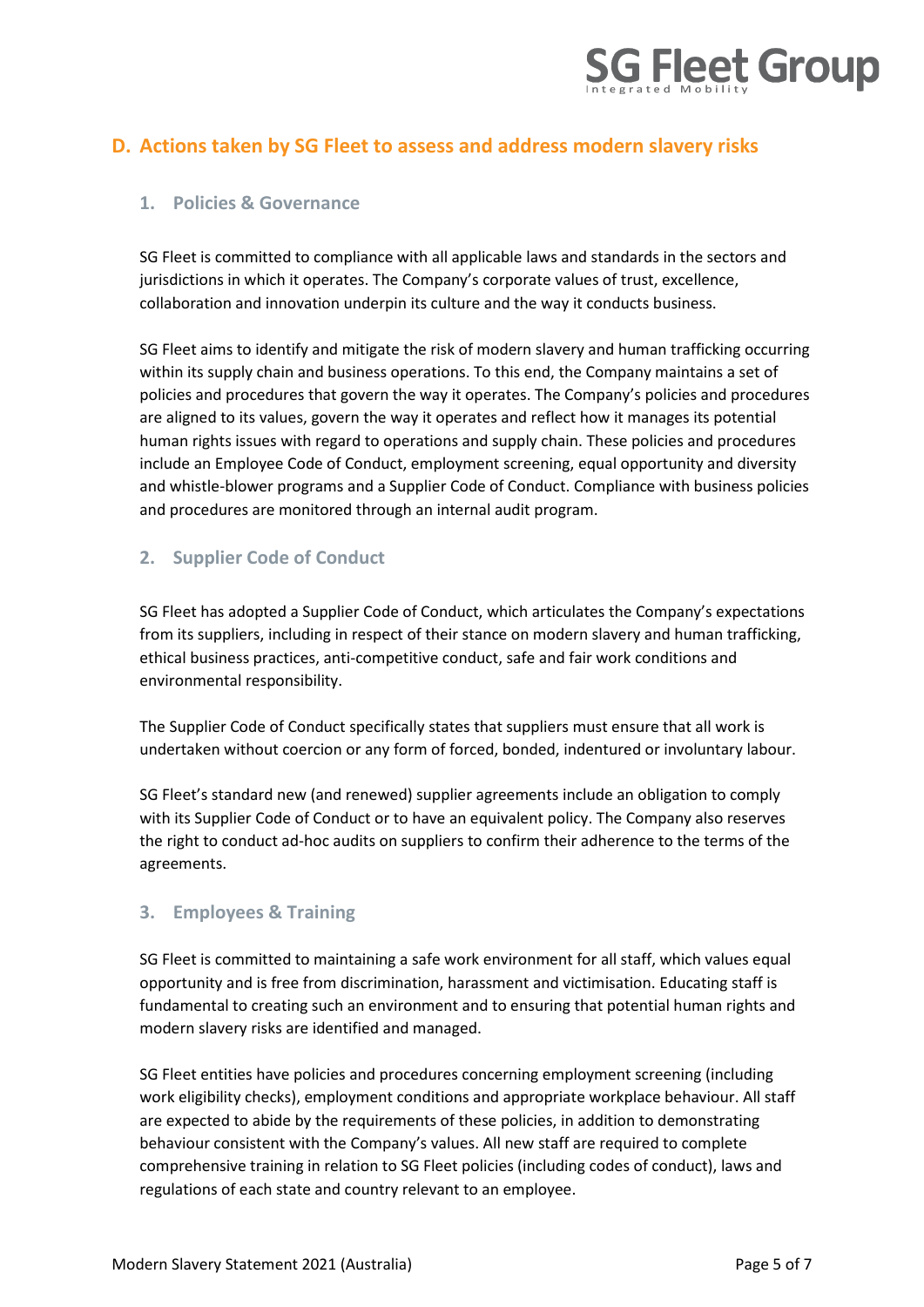## D. Actions taken by SG Fleet to assess and address modern slavery risks

### 1. Policies & Governance

SG Fleet is committed to compliance with all applicable laws and standards in the sectors and jurisdictions in which it operates. The Company's corporate values of trust, excellence, collaboration and innovation underpin its culture and the way it conducts business.

SG Fleet aims to identify and mitigate the risk of modern slavery and human trafficking occurring within its supply chain and business operations. To this end, the Company maintains a set of policies and procedures that govern the way it operates. The Company's policies and procedures are aligned to its values, govern the way it operates and reflect how it manages its potential human rights issues with regard to operations and supply chain. These policies and procedures include an Employee Code of Conduct, employment screening, equal opportunity and diversity and whistle-blower programs and a Supplier Code of Conduct. Compliance with business policies and procedures are monitored through an internal audit program.

### 2. Supplier Code of Conduct

SG Fleet has adopted a Supplier Code of Conduct, which articulates the Company's expectations from its suppliers, including in respect of their stance on modern slavery and human trafficking, ethical business practices, anti-competitive conduct, safe and fair work conditions and environmental responsibility.

The Supplier Code of Conduct specifically states that suppliers must ensure that all work is undertaken without coercion or any form of forced, bonded, indentured or involuntary labour.

SG Fleet's standard new (and renewed) supplier agreements include an obligation to comply with its Supplier Code of Conduct or to have an equivalent policy. The Company also reserves the right to conduct ad-hoc audits on suppliers to confirm their adherence to the terms of the agreements.

### 3. Employees & Training

SG Fleet is committed to maintaining a safe work environment for all staff, which values equal opportunity and is free from discrimination, harassment and victimisation. Educating staff is fundamental to creating such an environment and to ensuring that potential human rights and modern slavery risks are identified and managed.

SG Fleet entities have policies and procedures concerning employment screening (including work eligibility checks), employment conditions and appropriate workplace behaviour. All staff are expected to abide by the requirements of these policies, in addition to demonstrating behaviour consistent with the Company's values. All new staff are required to complete comprehensive training in relation to SG Fleet policies (including codes of conduct), laws and regulations of each state and country relevant to an employee.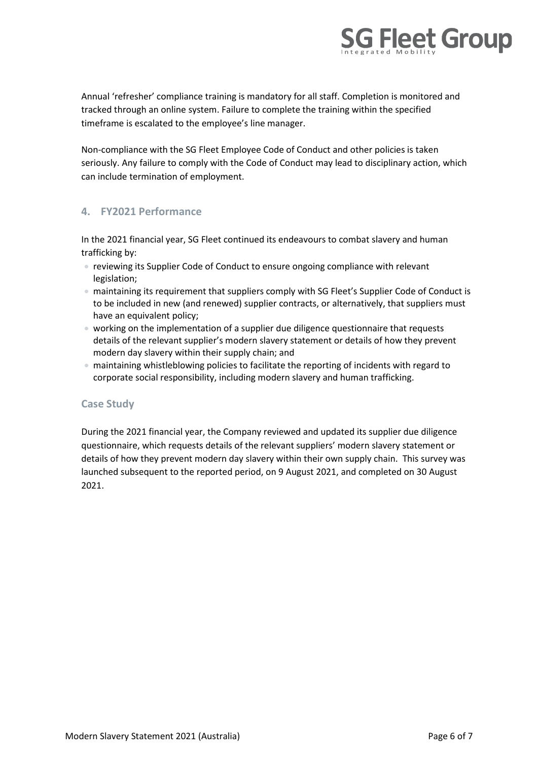Annual 'refresher' compliance training is mandatory for all staff. Completion is monitored and tracked through an online system. Failure to complete the training within the specified timeframe is escalated to the employee's line manager.

Non-compliance with the SG Fleet Employee Code of Conduct and other policies is taken seriously. Any failure to comply with the Code of Conduct may lead to disciplinary action, which can include termination of employment.

## 4. FY2021 Performance

In the 2021 financial year, SG Fleet continued its endeavours to combat slavery and human trafficking by:

- reviewing its Supplier Code of Conduct to ensure ongoing compliance with relevant legislation;
- maintaining its requirement that suppliers comply with SG Fleet's Supplier Code of Conduct is to be included in new (and renewed) supplier contracts, or alternatively, that suppliers must have an equivalent policy;
- working on the implementation of a supplier due diligence questionnaire that requests details of the relevant supplier's modern slavery statement or details of how they prevent modern day slavery within their supply chain; and
- maintaining whistleblowing policies to facilitate the reporting of incidents with regard to corporate social responsibility, including modern slavery and human trafficking.

### Case Study

During the 2021 financial year, the Company reviewed and updated its supplier due diligence questionnaire, which requests details of the relevant suppliers' modern slavery statement or details of how they prevent modern day slavery within their own supply chain. This survey was launched subsequent to the reported period, on 9 August 2021, and completed on 30 August 2021.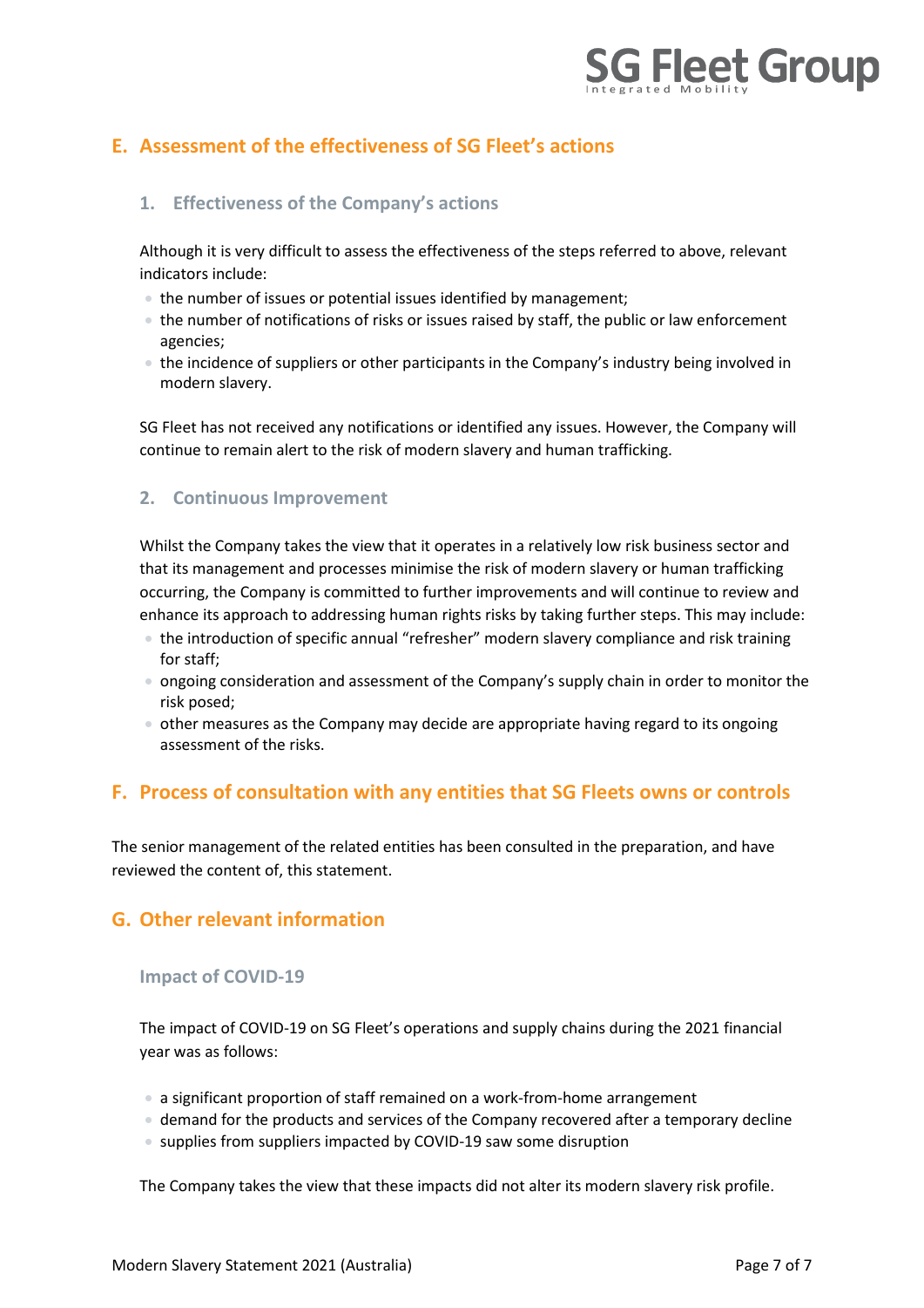## E. Assessment of the effectiveness of SG Fleet's actions

### 1. Effectiveness of the Company's actions

Although it is very difficult to assess the effectiveness of the steps referred to above, relevant indicators include:

- the number of issues or potential issues identified by management;
- the number of notifications of risks or issues raised by staff, the public or law enforcement agencies;
- the incidence of suppliers or other participants in the Company's industry being involved in modern slavery.

SG Fleet has not received any notifications or identified any issues. However, the Company will continue to remain alert to the risk of modern slavery and human trafficking.

### 2. Continuous Improvement

Whilst the Company takes the view that it operates in a relatively low risk business sector and that its management and processes minimise the risk of modern slavery or human trafficking occurring, the Company is committed to further improvements and will continue to review and enhance its approach to addressing human rights risks by taking further steps. This may include:

- the introduction of specific annual "refresher" modern slavery compliance and risk training for staff;
- ongoing consideration and assessment of the Company's supply chain in order to monitor the risk posed;
- other measures as the Company may decide are appropriate having regard to its ongoing assessment of the risks.

## F. Process of consultation with any entities that SG Fleets owns or controls

The senior management of the related entities has been consulted in the preparation, and have reviewed the content of, this statement.

## G. Other relevant information

### Impact of COVID-19

The impact of COVID-19 on SG Fleet's operations and supply chains during the 2021 financial year was as follows:

- a significant proportion of staff remained on a work-from-home arrangement
- demand for the products and services of the Company recovered after a temporary decline
- supplies from suppliers impacted by COVID-19 saw some disruption

The Company takes the view that these impacts did not alter its modern slavery risk profile.